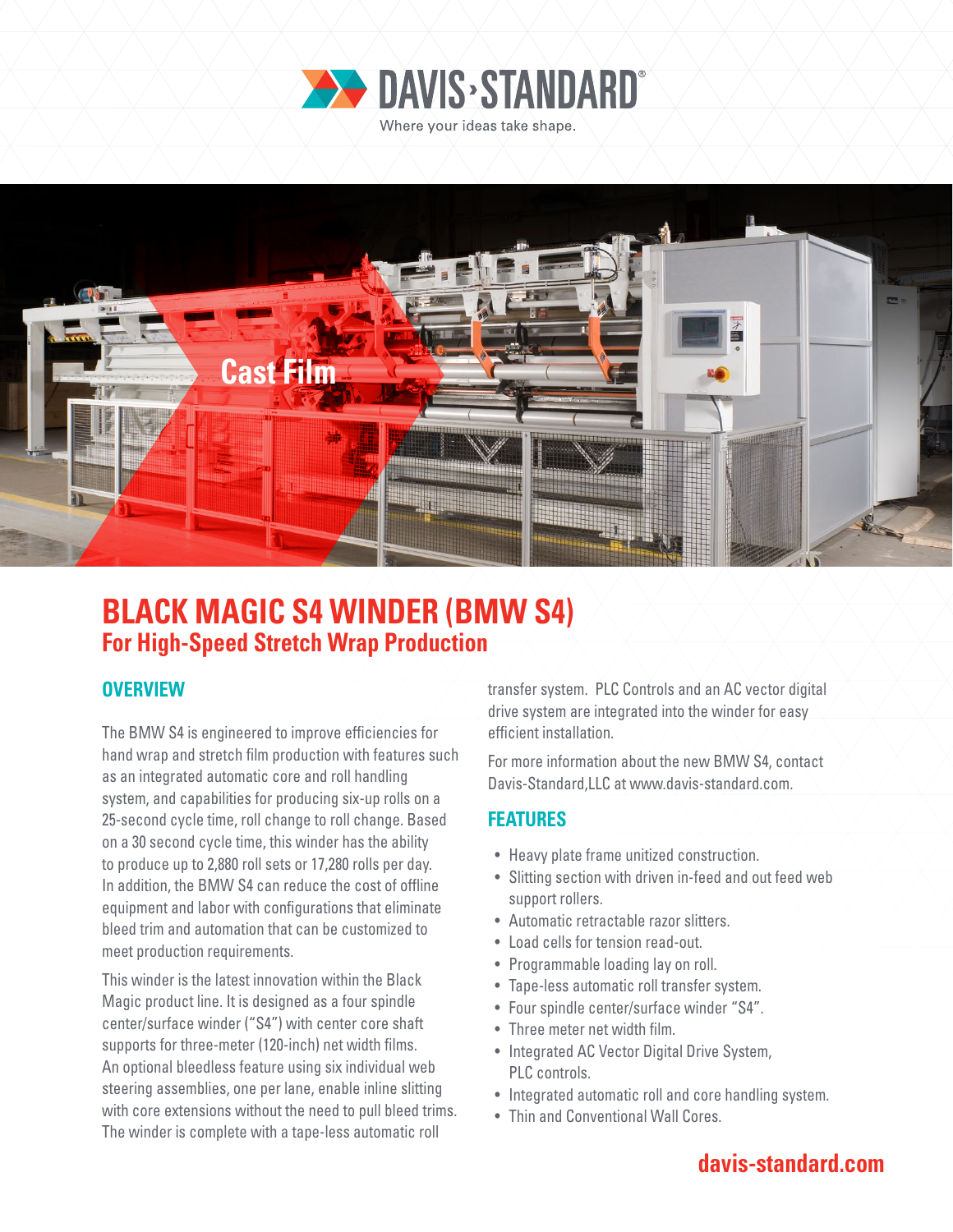DAVIS-STANDARD®

Where your ideas take shape.

Cast Film

# BLACK MAGIC S4 WINDER (BMW S4)

## For High-Speed Stretch Wrap Production

### OVERVIEW

The BMW S4 is engineered to improve efficiencies for hand wrap and stretch film production with features such as an integrated automatic core and roll handling system, and capabilities for producing six-up rolls on a 25-second cycle time, roll change to roll change. Based on a 30 second cycle time, this winder has the ability to produce up to 2,880 roll sets or 17,280 rolls per day. In addition, the BMW S4 can reduce the cost of offline equipment and labor with configurations that eliminate bleed trim and automation that can be customized to meet production requirements.

This winder is the latest innovation within the Black Magic product line. It is designed as a four spindle center/surface winder ("S4") with center core shaft supports for three-meter (120-inch) net width films. An optional bleedless feature using six individual web steering assemblies, one per lane, enable inline slitting with core extensions without the need to pull bleed trims. The winder is complete with a tape-less automatic roll transfer system. PLC Controls and an AC vector digital drive system are integrated into the winder for easy efficient installation.

For more information about the new BMW S4, contact Davis-Standard,LLC at www.davis-standard.com.

### FEATURES

- Heavy plate frame unitized construction.
- Slitting section with driven in-feed and out feed web support rollers.
- Automatic retractable razor slitters.
- Load cells for tension read-out.
- Programmable loading lay on roll.
- Tape-less automatic roll transfer system.
- Four spindle center/surface winder "S4".
- Three meter net width film.
- Integrated AC Vector Digital Drive System, PLC controls.
- Integrated automatic roll and core handling system.
- Thin and Conventional Wall Cores.

davis-standard.com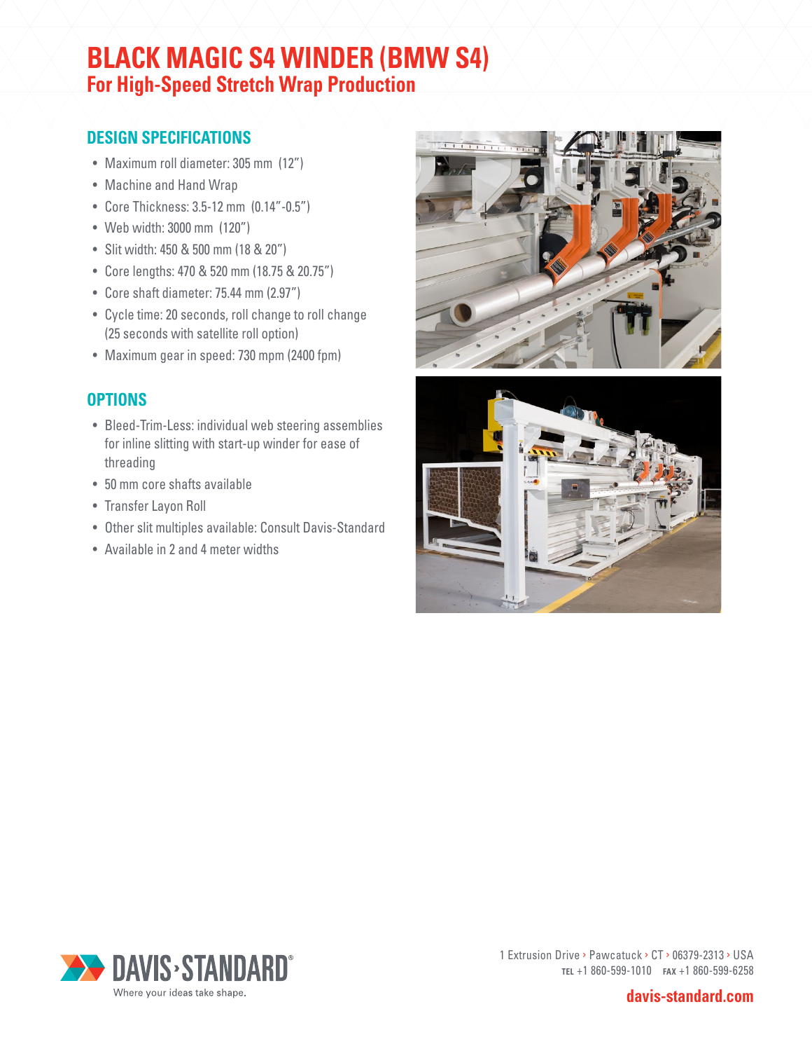# BLACK MAGIC S4 WINDER (BMW S4)

## For High-Speed Stretch Wrap Production

### DESIGN SPECIFICATIONS

- Maximum roll diameter: 305 mm (12")
- Machine and Hand Wrap
- Core Thickness: 3.5-12 mm (0.14"-0.5")
- Web width: 3000 mm (120")
- Slit width: 450 & 500 mm (18 & 20")
- Core lengths: 470 & 520 mm (18.75 & 20.75")
- Core shaft diameter: 75.44 mm (2.97")
- Cycle time: 20 seconds, roll change to roll change (25 seconds with satellite roll option)
- Maximum gear in speed: 730 mpm (2400 fpm)

### OPTIONS

- Bleed-Trim-Less: individual web steering assemblies for inline slitting with start-up winder for ease of threading
- 50 mm core shafts available
- Transfer Layon Roll
- Other slit multiples available: Consult Davis-Standard
- Available in 2 and 4 meter widths

DAVIS-STANDARD®
Where your ideas take shape.

1 Extrusion Drive › Pawcatuck › CT › 06379-2313 › USA
TEL +1 860-599-1010 FAX +1 860-599-6258

davis-standard.com